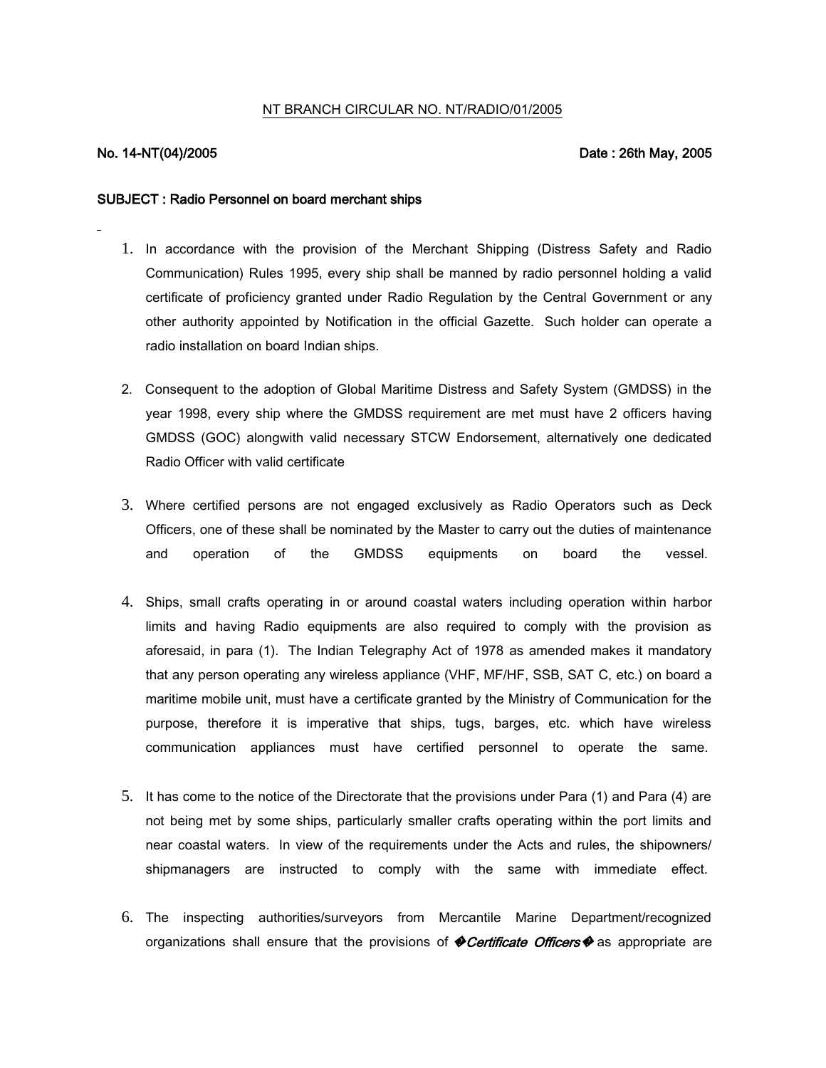NT BRANCH CIRCULAR NO. NT/RADIO/01/2005

**No. 14-NT(04)/2005** **Date : 26th May, 2005**

**SUBJECT : Radio Personnel on board merchant ships**

1. In accordance with the provision of the Merchant Shipping (Distress Safety and Radio Communication) Rules 1995, every ship shall be manned by radio personnel holding a valid certificate of proficiency granted under Radio Regulation by the Central Government or any other authority appointed by Notification in the official Gazette. Such holder can operate a radio installation on board Indian ships.

2. Consequent to the adoption of Global Maritime Distress and Safety System (GMDSS) in the year 1998, every ship where the GMDSS requirement are met must have 2 officers having GMDSS (GOC) alongwith valid necessary STCW Endorsement, alternatively one dedicated Radio Officer with valid certificate

3. Where certified persons are not engaged exclusively as Radio Operators such as Deck Officers, one of these shall be nominated by the Master to carry out the duties of maintenance and operation of the GMDSS equipments on board the vessel.

4. Ships, small crafts operating in or around coastal waters including operation within harbor limits and having Radio equipments are also required to comply with the provision as aforesaid, in para (1). The Indian Telegraphy Act of 1978 as amended makes it mandatory that any person operating any wireless appliance (VHF, MF/HF, SSB, SAT C, etc.) on board a maritime mobile unit, must have a certificate granted by the Ministry of Communication for the purpose, therefore it is imperative that ships, tugs, barges, etc. which have wireless communication appliances must have certified personnel to operate the same.

5. It has come to the notice of the Directorate that the provisions under Para (1) and Para (4) are not being met by some ships, particularly smaller crafts operating within the port limits and near coastal waters. In view of the requirements under the Acts and rules, the shipowners/ shipmanagers are instructed to comply with the same with immediate effect.

6. The inspecting authorities/surveyors from Mercantile Marine Department/recognized organizations shall ensure that the provisions of �*Certificate Officers*� as appropriate are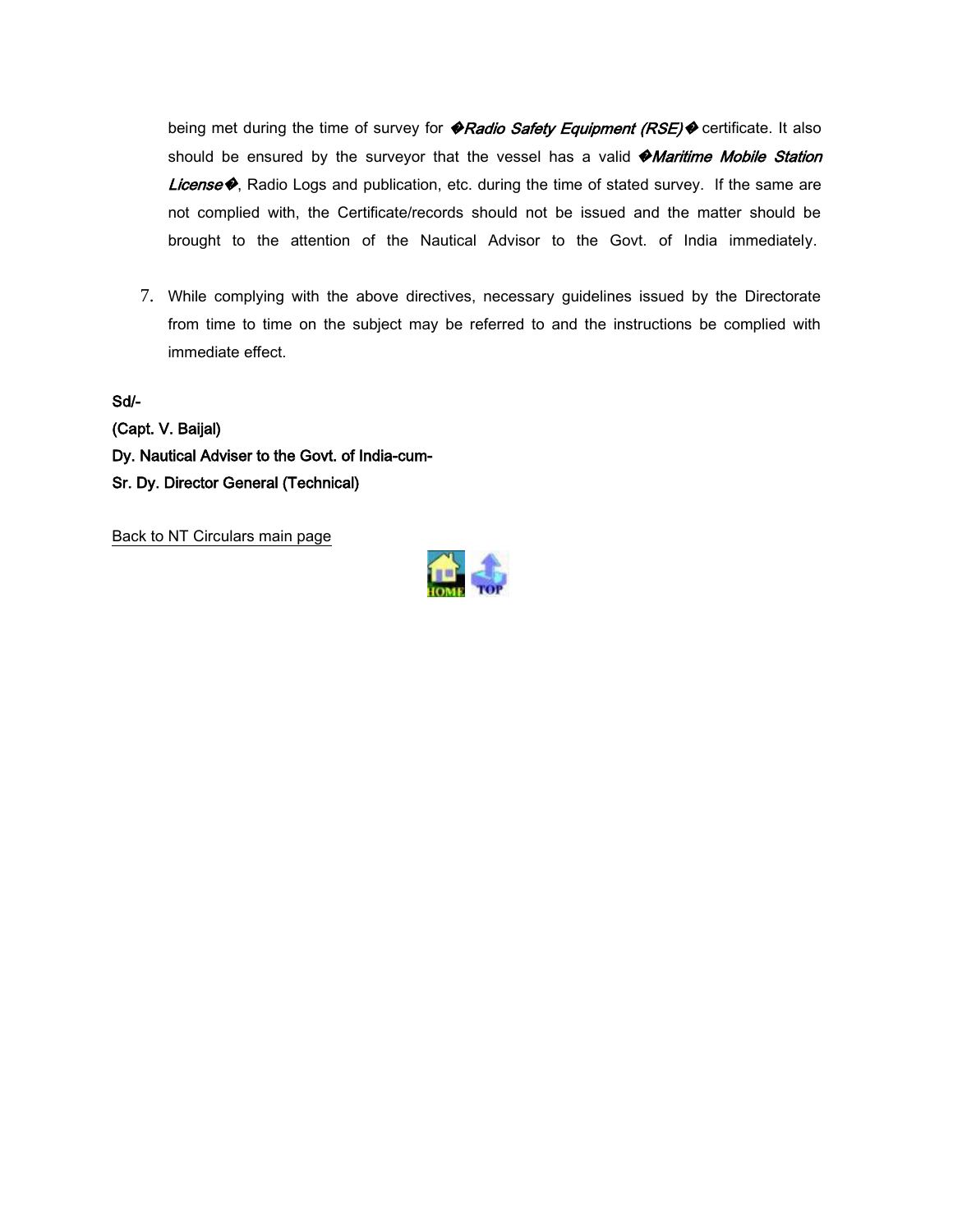being met during the time of survey for �*Radio Safety Equipment (RSE)*� certificate. It also should be ensured by the surveyor that the vessel has a valid �*Maritime Mobile Station License*�, Radio Logs and publication, etc. during the time of stated survey. If the same are not complied with, the Certificate/records should not be issued and the matter should be brought to the attention of the Nautical Advisor to the Govt. of India immediately.

7. While complying with the above directives, necessary guidelines issued by the Directorate from time to time on the subject may be referred to and the instructions be complied with immediate effect.

**Sd/-**
**(Capt. V. Baijal)**
**Dy. Nautical Adviser to the Govt. of India-cum-**
**Sr. Dy. Director General (Technical)**

Back to NT Circulars main page